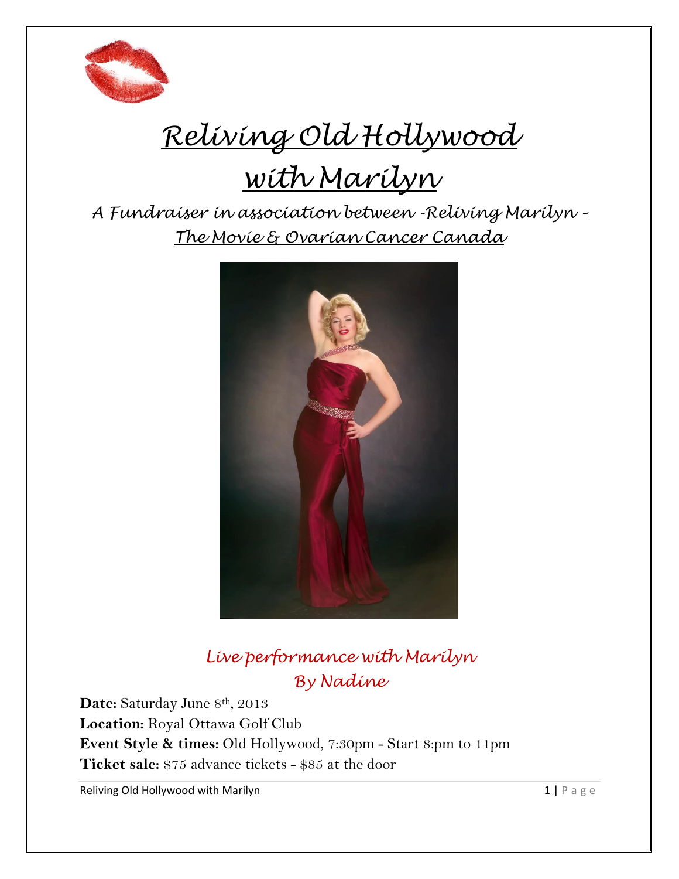# Reliving Old Hollywood with Marilyn

## A Fundraiser in association between -Reliving Marilyn – The Movie & Ovarian Cancer Canada

*Live performance with Marilyn By Nadine*

**Date:** Saturday June 8th, 2013

**Location:** Royal Ottawa Golf Club

**Event Style & times:** Old Hollywood, 7:30pm - Start 8:pm to 11pm

**Ticket sale:** $75 advance tickets - $85 at the door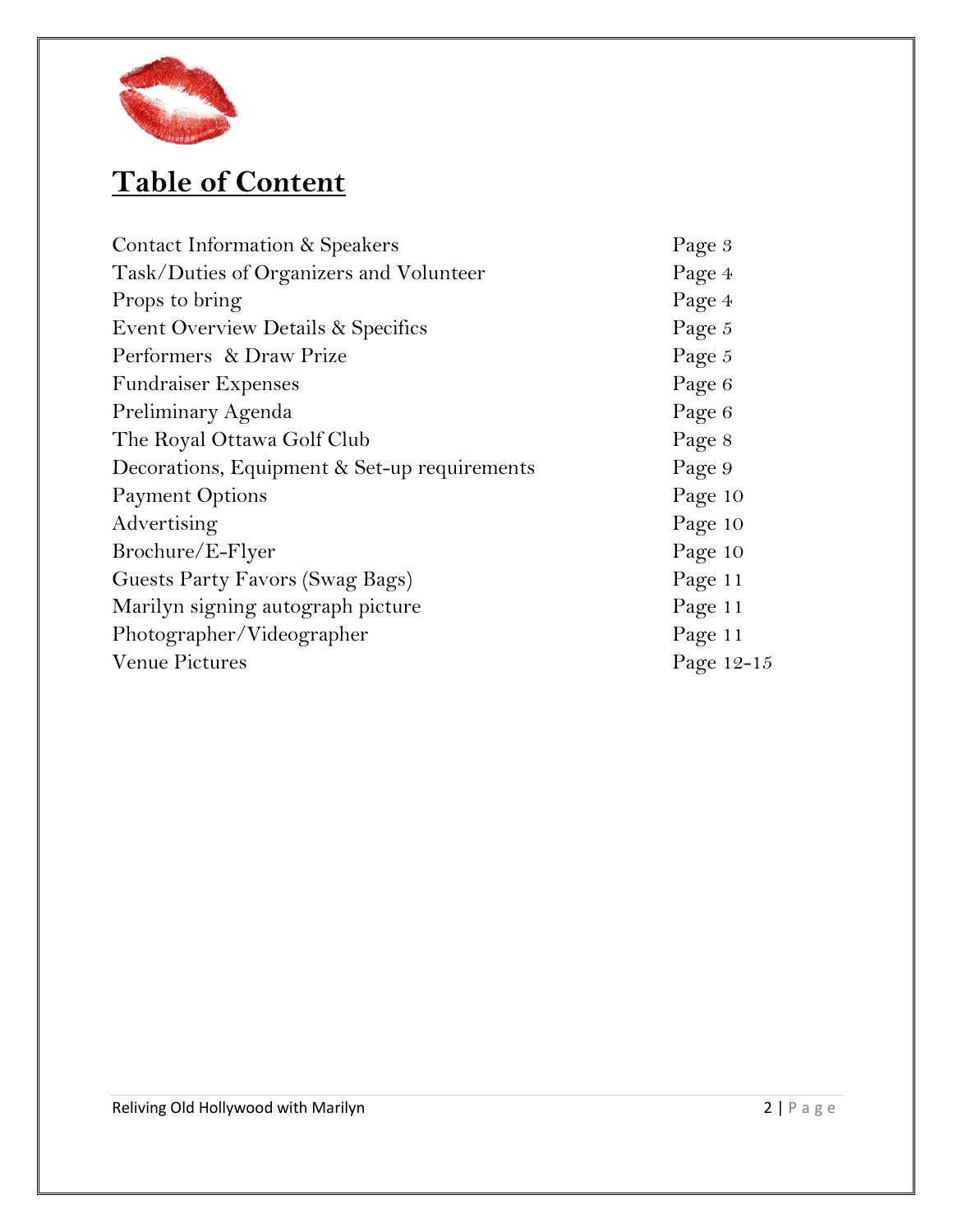# Table of Content

| | |
|---|---|
| Contact Information & Speakers | Page 3 |
| Task/Duties of Organizers and Volunteer | Page 4 |
| Props to bring | Page 4 |
| Event Overview Details & Specifics | Page 5 |
| Performers & Draw Prize | Page 5 |
| Fundraiser Expenses | Page 6 |
| Preliminary Agenda | Page 6 |
| The Royal Ottawa Golf Club | Page 8 |
| Decorations, Equipment & Set-up requirements | Page 9 |
| Payment Options | Page 10 |
| Advertising | Page 10 |
| Brochure/E-Flyer | Page 10 |
| Guests Party Favors (Swag Bags) | Page 11 |
| Marilyn signing autograph picture | Page 11 |
| Photographer/Videographer | Page 11 |
| Venue Pictures | Page 12-15 |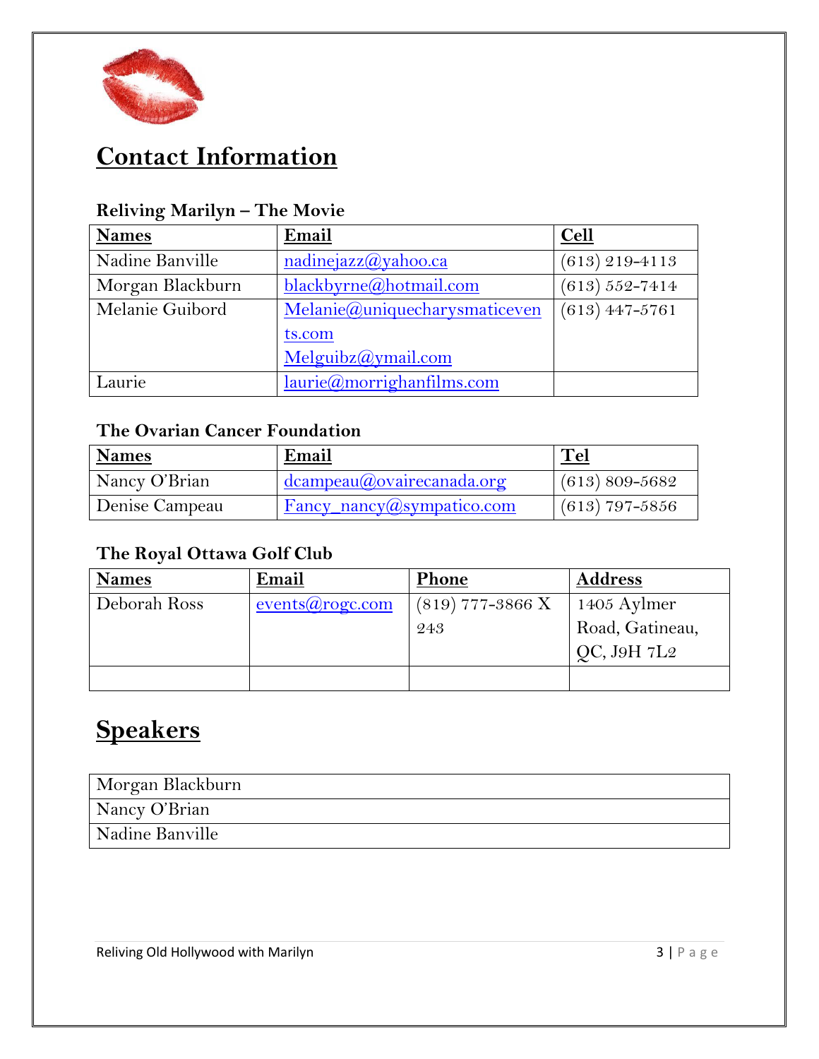# Contact Information

### Reliving Marilyn – The Movie

| Names | Email | Cell |
| --- | --- | --- |
| Nadine Banville | nadinejazz@yahoo.ca | (613) 219-4113 |
| Morgan Blackburn | blackbyrne@hotmail.com | (613) 552-7414 |
| Melanie Guibord | Melanie@uniquecharysmaticevents.com Melguibz@ymail.com | (613) 447-5761 |
| Laurie | laurie@morrighanfilms.com | |

### The Ovarian Cancer Foundation

| Names | Email | Tel |
| --- | --- | --- |
| Nancy O'Brian | dcampeau@ovairecanada.org | (613) 809-5682 |
| Denise Campeau | Fancy_nancy@sympatico.com | (613) 797-5856 |

### The Royal Ottawa Golf Club

| Names | Email | Phone | Address |
| --- | --- | --- | --- |
| Deborah Ross | events@rogc.com | (819) 777-3866 X 243 | 1405 Aylmer Road, Gatineau, QC, J9H 7L2 |
| | | | |

# Speakers

| |
| --- |
| Morgan Blackburn |
| Nancy O'Brian |
| Nadine Banville |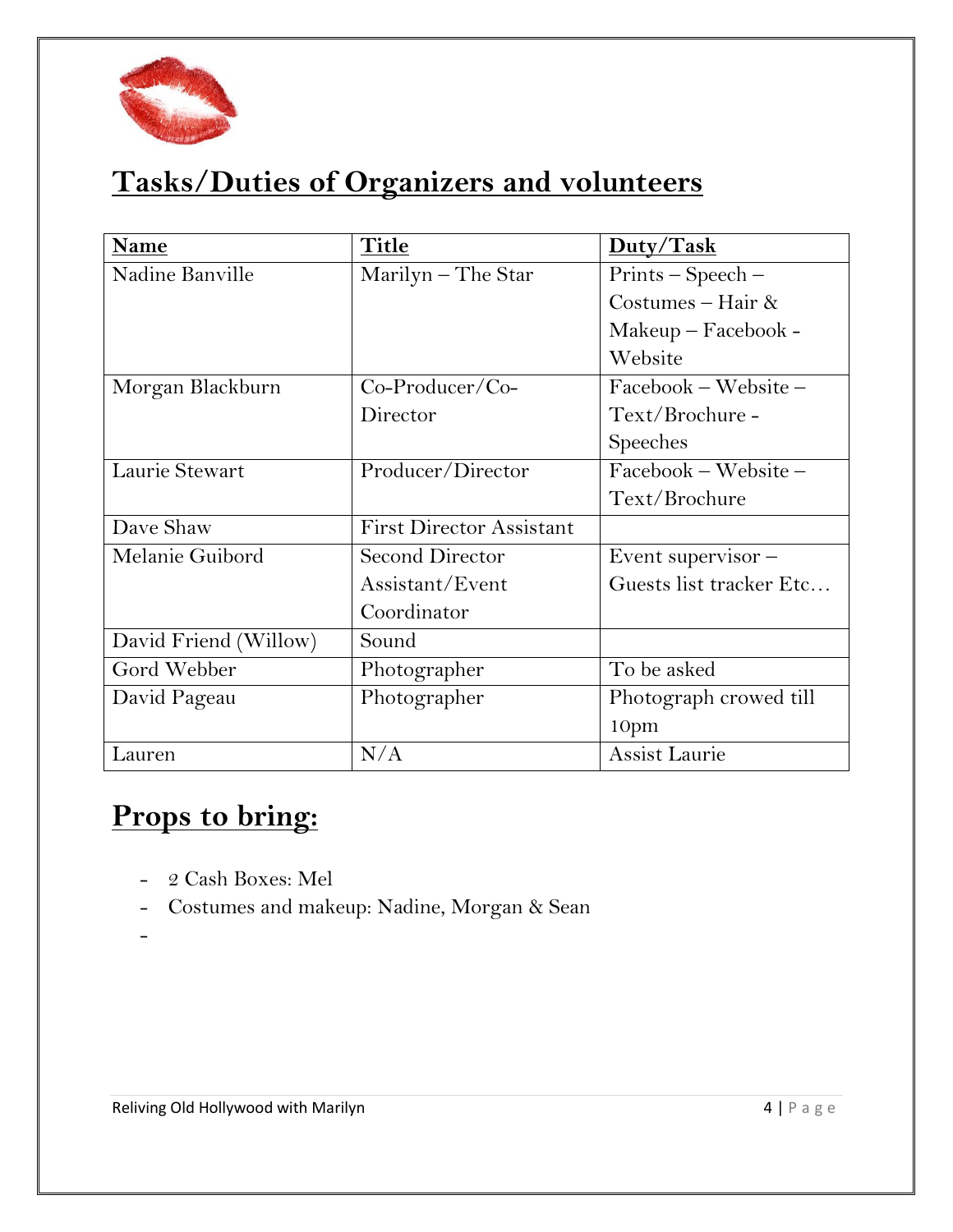## Tasks/Duties of Organizers and volunteers

| Name | Title | Duty/Task |
|---|---|---|
| Nadine Banville | Marilyn – The Star | Prints – Speech – Costumes – Hair & Makeup – Facebook - Website |
| Morgan Blackburn | Co-Producer/Co-Director | Facebook – Website – Text/Brochure - Speeches |
| Laurie Stewart | Producer/Director | Facebook – Website – Text/Brochure |
| Dave Shaw | First Director Assistant | |
| Melanie Guibord | Second Director Assistant/Event Coordinator | Event supervisor – Guests list tracker Etc… |
| David Friend (Willow) | Sound | |
| Gord Webber | Photographer | To be asked |
| David Pageau | Photographer | Photograph crowed till 10pm |
| Lauren | N/A | Assist Laurie |

## Props to bring:

- 2 Cash Boxes: Mel
- Costumes and makeup: Nadine, Morgan & Sean
-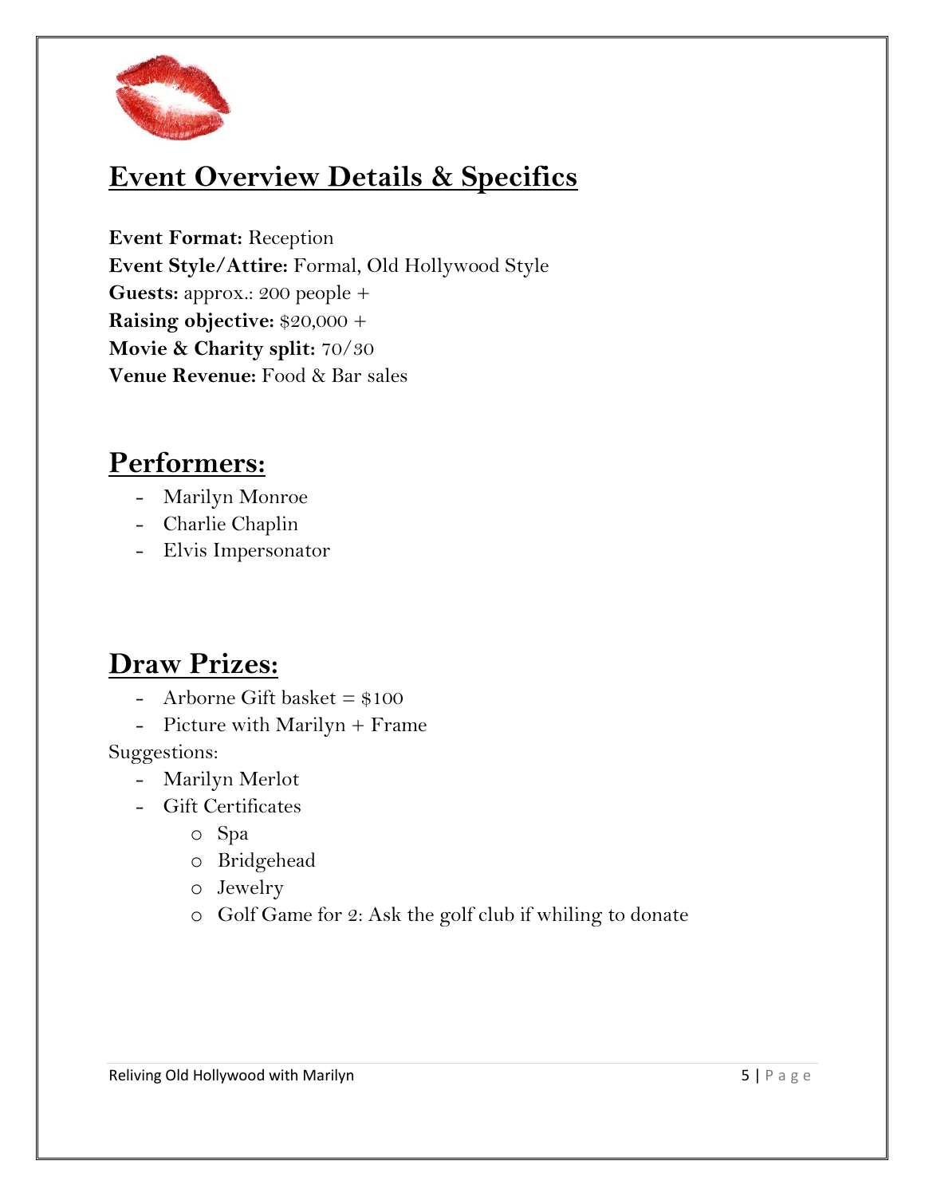## Event Overview Details & Specifics

**Event Format:** Reception
**Event Style/Attire:** Formal, Old Hollywood Style
**Guests:** approx.: 200 people +
**Raising objective:** $20,000 +
**Movie & Charity split:** 70/30
**Venue Revenue:** Food & Bar sales

## Performers:

- Marilyn Monroe
- Charlie Chaplin
- Elvis Impersonator

## Draw Prizes:

- Arborne Gift basket = $100
- Picture with Marilyn + Frame

Suggestions:

- Marilyn Merlot
- Gift Certificates
  - Spa
  - Bridgehead
  - Jewelry
  - Golf Game for 2: Ask the golf club if whiling to donate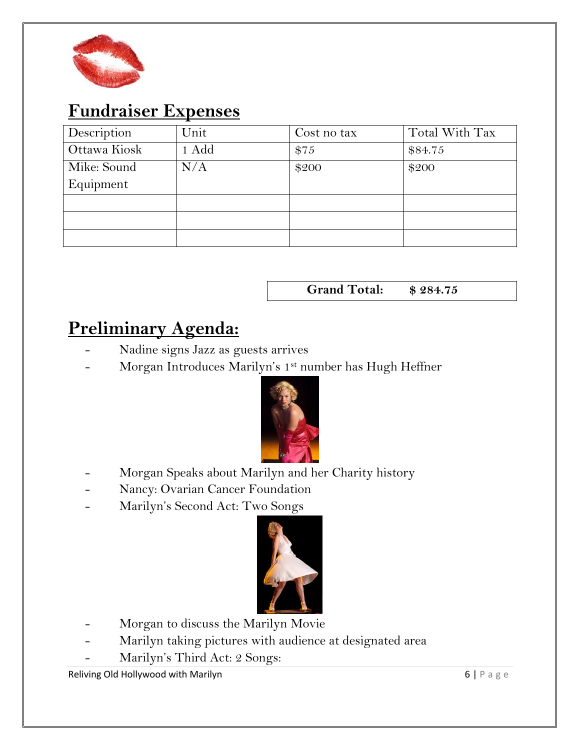## Fundraiser Expenses

| Description | Unit | Cost no tax | Total With Tax |
|---|---|---|---|
| Ottawa Kiosk | 1 Add | $75 | $84.75 |
| Mike: Sound Equipment | N/A | $200 | $200 |
| | | | |
| | | | |
| | | | |

| Grand Total: | $ 284.75 |
|---|---|

## Preliminary Agenda:

- Nadine signs Jazz as guests arrives
- Morgan Introduces Marilyn's 1st number has Hugh Heffner
- Morgan Speaks about Marilyn and her Charity history
- Nancy: Ovarian Cancer Foundation
- Marilyn's Second Act: Two Songs
- Morgan to discuss the Marilyn Movie
- Marilyn taking pictures with audience at designated area
- Marilyn's Third Act: 2 Songs: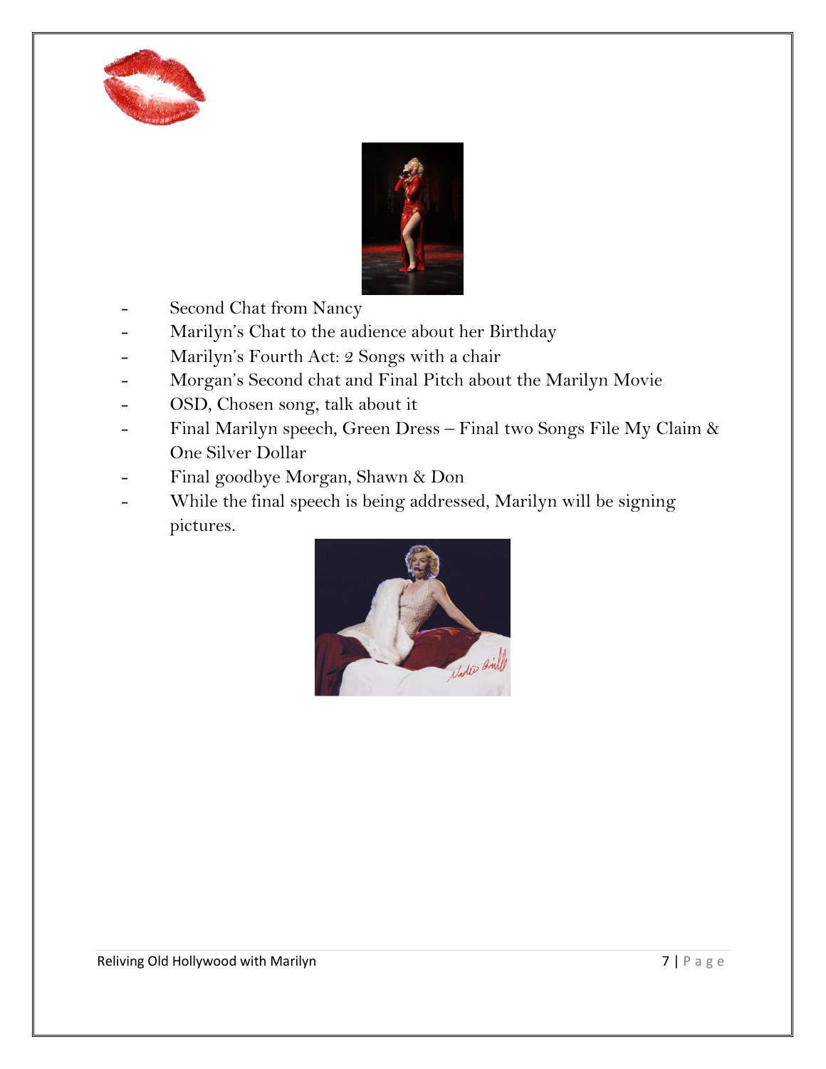- Second Chat from Nancy
- Marilyn's Chat to the audience about her Birthday
- Marilyn's Fourth Act: 2 Songs with a chair
- Morgan's Second chat and Final Pitch about the Marilyn Movie
- OSD, Chosen song, talk about it
- Final Marilyn speech, Green Dress – Final two Songs File My Claim & One Silver Dollar
- Final goodbye Morgan, Shawn & Don
- While the final speech is being addressed, Marilyn will be signing pictures.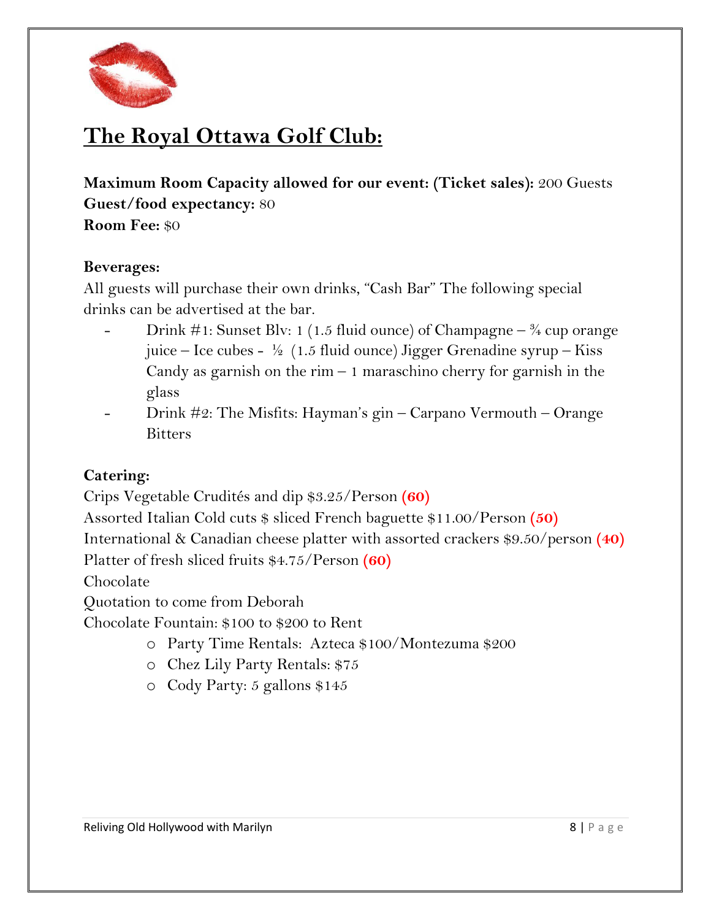# The Royal Ottawa Golf Club:

**Maximum Room Capacity allowed for our event: (Ticket sales):** 200 Guests
**Guest/food expectancy:** 80
**Room Fee:** $0

**Beverages:**
All guests will purchase their own drinks, "Cash Bar" The following special drinks can be advertised at the bar.

- Drink #1: Sunset Blv: 1 (1.5 fluid ounce) of Champagne – ¾ cup orange juice – Ice cubes - ½ (1.5 fluid ounce) Jigger Grenadine syrup – Kiss Candy as garnish on the rim – 1 maraschino cherry for garnish in the glass
- Drink #2: The Misfits: Hayman's gin – Carpano Vermouth – Orange Bitters

**Catering:**
Crips Vegetable Crudités and dip $3.25/Person **(60)**
Assorted Italian Cold cuts $ sliced French baguette $11.00/Person **(50)**
International & Canadian cheese platter with assorted crackers $9.50/person **(40)**
Platter of fresh sliced fruits $4.75/Person **(60)**
Chocolate
Quotation to come from Deborah
Chocolate Fountain: $100 to $200 to Rent

- Party Time Rentals: Azteca $100/Montezuma $200
- Chez Lily Party Rentals: $75
- Cody Party: 5 gallons $145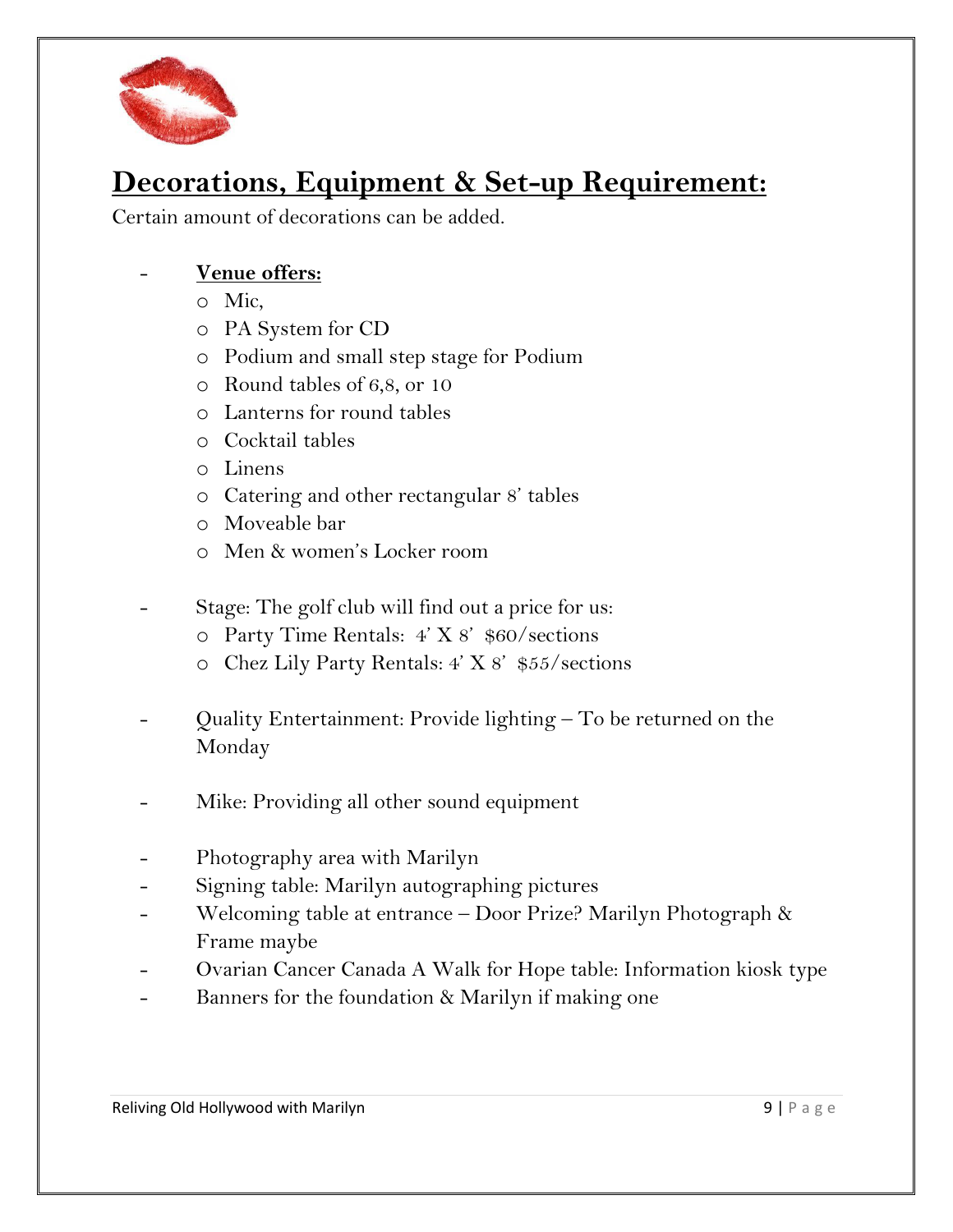## Decorations, Equipment & Set-up Requirement:

Certain amount of decorations can be added.

- **Venue offers:**
  - Mic,
  - PA System for CD
  - Podium and small step stage for Podium
  - Round tables of 6,8, or 10
  - Lanterns for round tables
  - Cocktail tables
  - Linens
  - Catering and other rectangular 8' tables
  - Moveable bar
  - Men & women's Locker room

- Stage: The golf club will find out a price for us:
  - Party Time Rentals: 4' X 8' $60/sections
  - Chez Lily Party Rentals: 4' X 8' $55/sections

- Quality Entertainment: Provide lighting – To be returned on the Monday

- Mike: Providing all other sound equipment

- Photography area with Marilyn
- Signing table: Marilyn autographing pictures
- Welcoming table at entrance – Door Prize? Marilyn Photograph & Frame maybe
- Ovarian Cancer Canada A Walk for Hope table: Information kiosk type
- Banners for the foundation & Marilyn if making one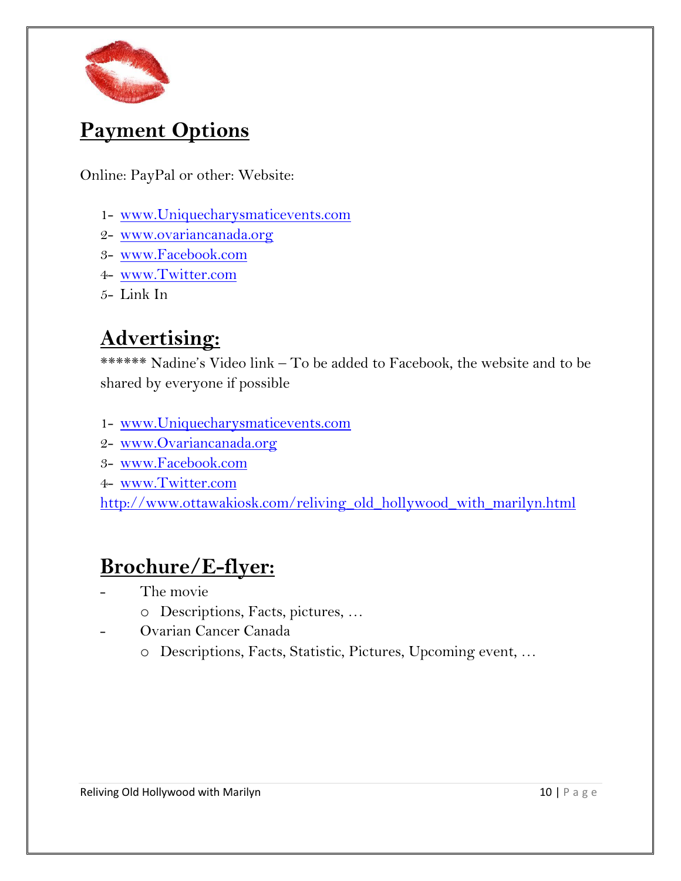## Payment Options

Online: PayPal or other: Website:

1- www.Uniquecharysmaticevents.com
2- www.ovariancanada.org
3- www.Facebook.com
4- www.Twitter.com
5- Link In

## Advertising:

****** Nadine's Video link – To be added to Facebook, the website and to be shared by everyone if possible

1- www.Uniquecharysmaticevents.com
2- www.Ovariancanada.org
3- www.Facebook.com
4- www.Twitter.com

http://www.ottawakiosk.com/reliving_old_hollywood_with_marilyn.html

## Brochure/E-flyer:

- The movie
  - Descriptions, Facts, pictures, …
- Ovarian Cancer Canada
  - Descriptions, Facts, Statistic, Pictures, Upcoming event, …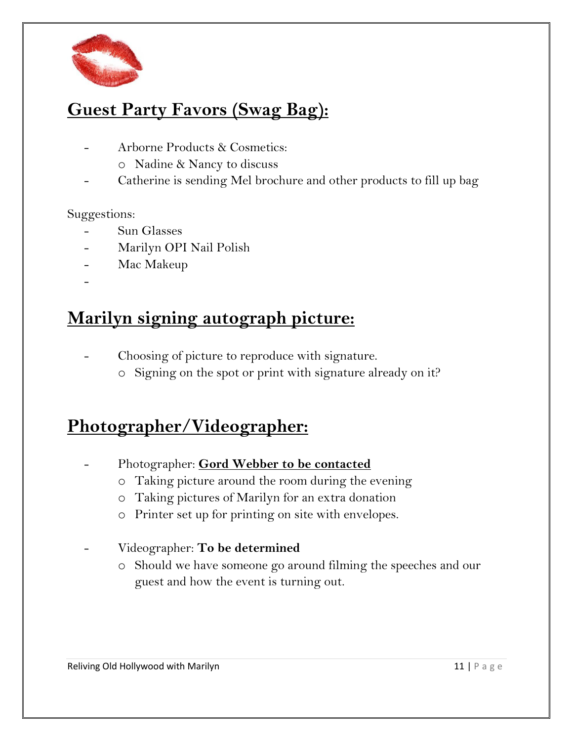## Guest Party Favors (Swag Bag):

- Arborne Products & Cosmetics:
  - Nadine & Nancy to discuss
- Catherine is sending Mel brochure and other products to fill up bag

Suggestions:

- Sun Glasses
- Marilyn OPI Nail Polish
- Mac Makeup
-

## Marilyn signing autograph picture:

- Choosing of picture to reproduce with signature.
  - Signing on the spot or print with signature already on it?

## Photographer/Videographer:

- Photographer: **Gord Webber to be contacted**
  - Taking picture around the room during the evening
  - Taking pictures of Marilyn for an extra donation
  - Printer set up for printing on site with envelopes.

- Videographer: **To be determined**
  - Should we have someone go around filming the speeches and our guest and how the event is turning out.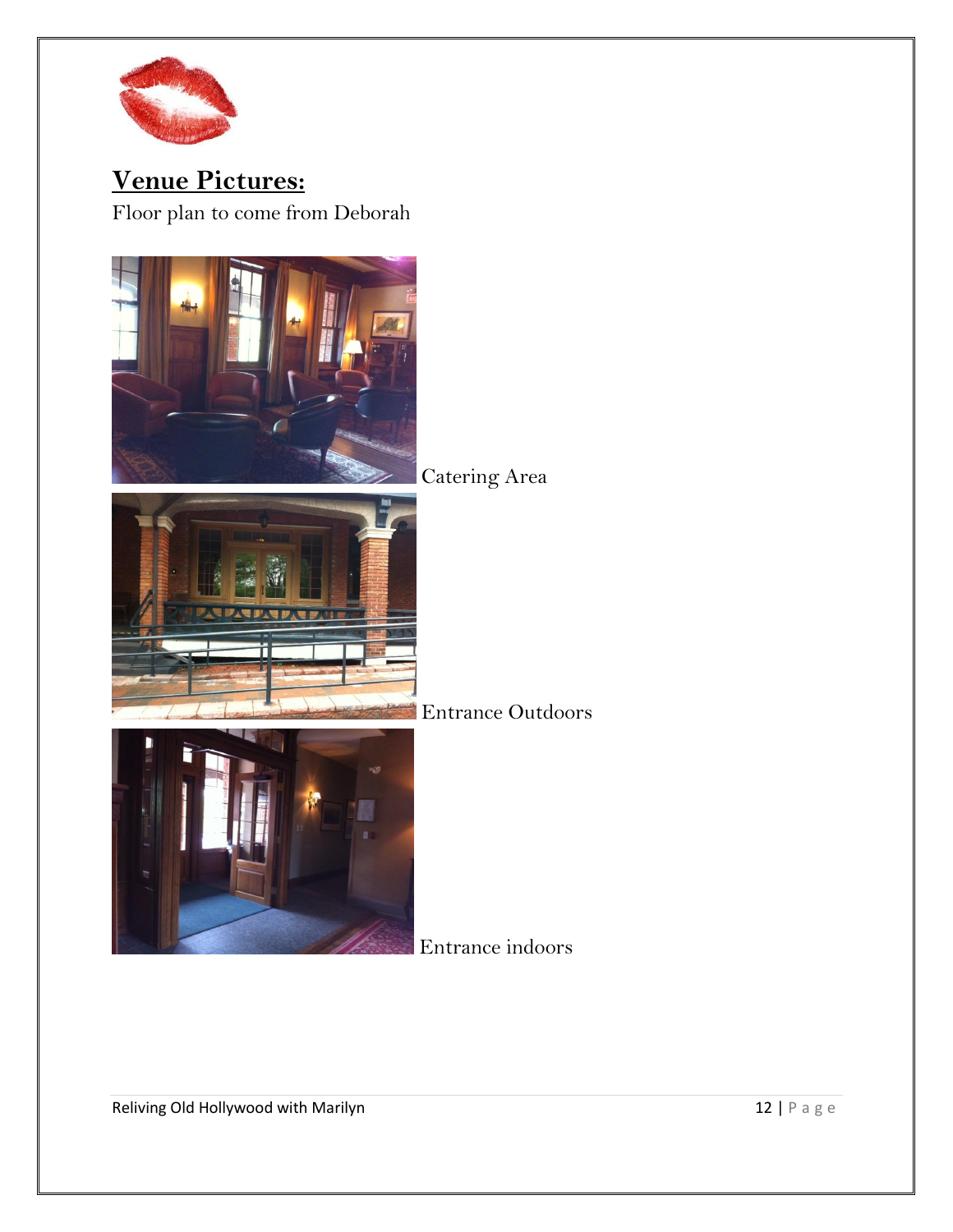## Venue Pictures:

Floor plan to come from Deborah

Catering Area

Entrance Outdoors

Entrance indoors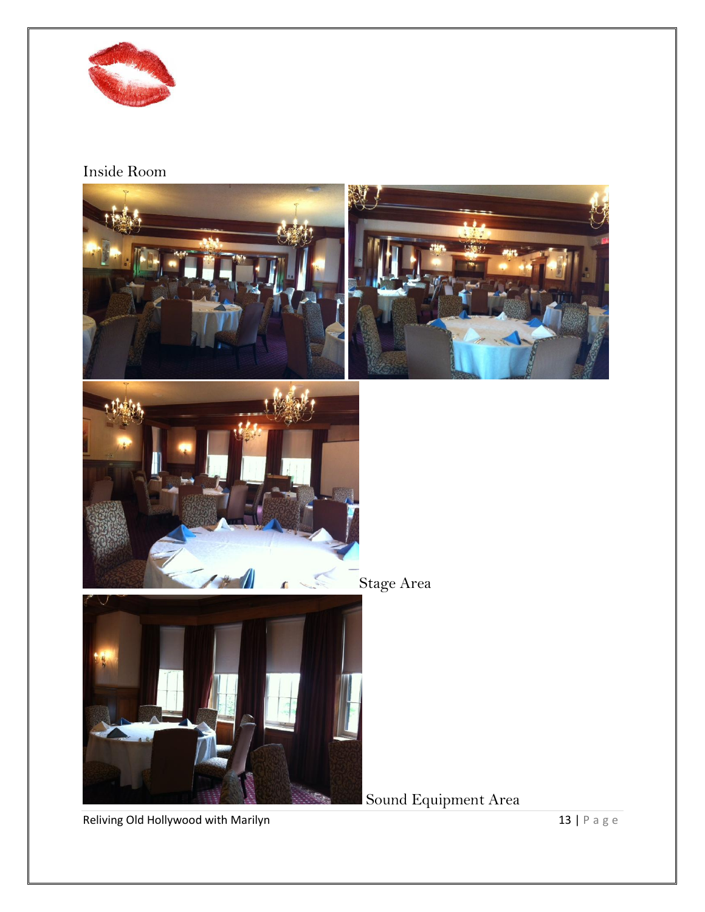Inside Room

Stage Area

Sound Equipment Area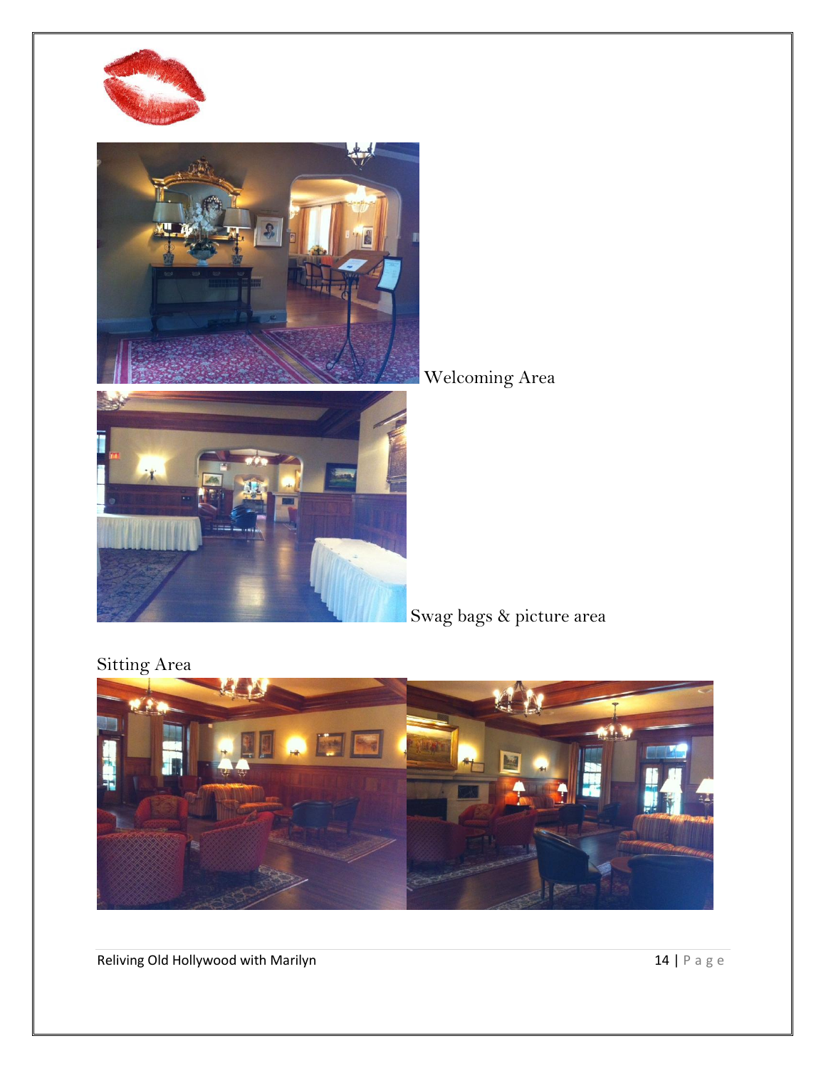Welcoming Area

Swag bags & picture area

Sitting Area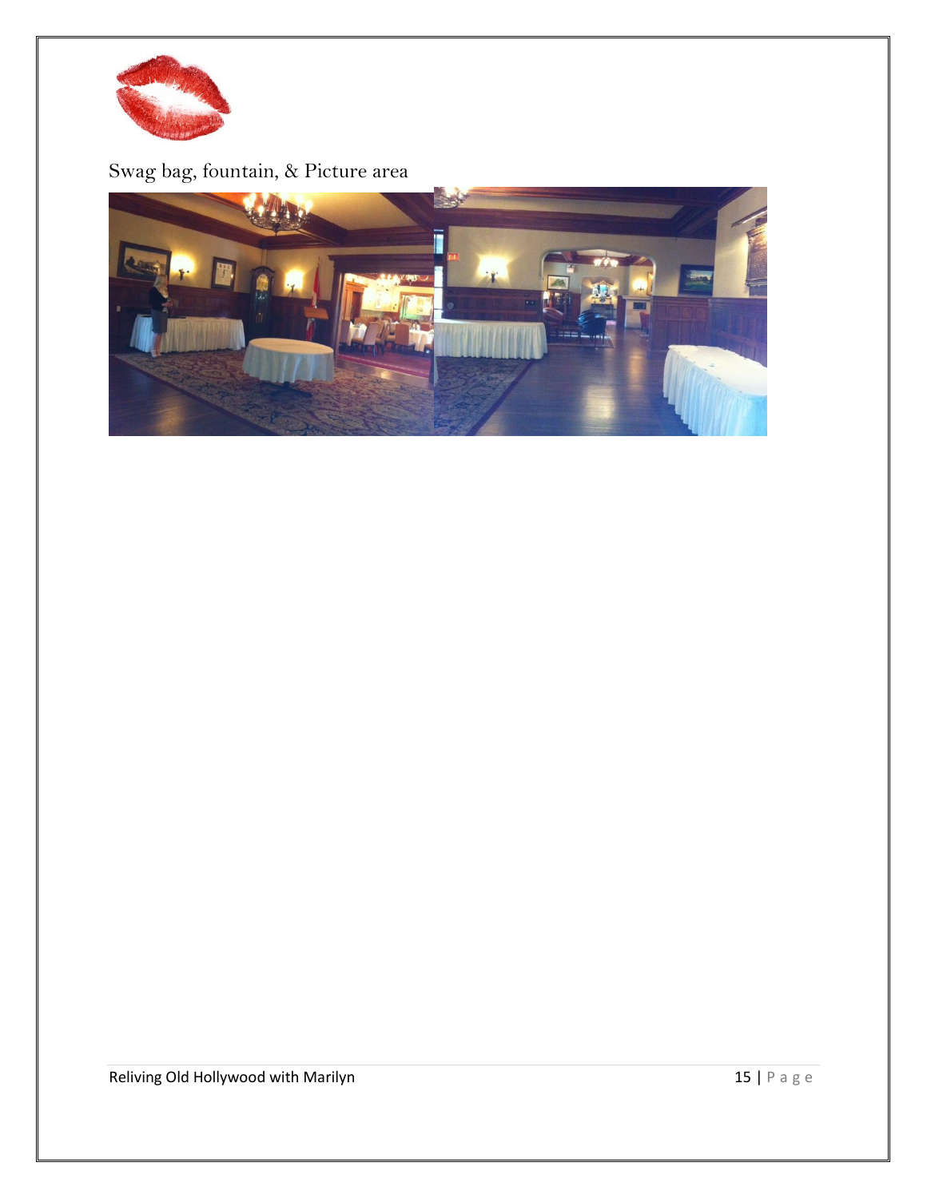Swag bag, fountain, & Picture area